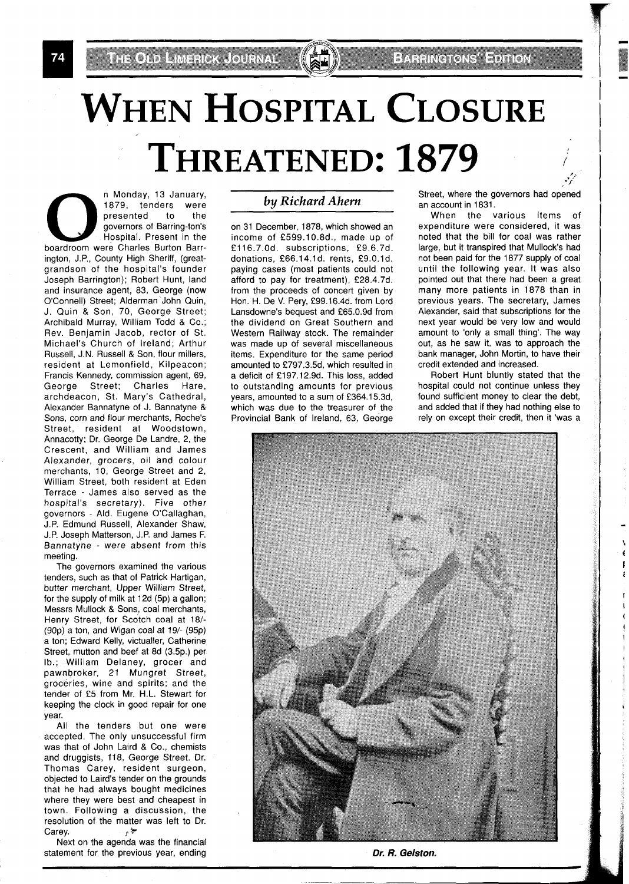# WHEN HOSPITAL CLOSURE THREATENED: 1879

*by Richard Ahern*

On Monday, 13 January, 1879, tenders were presented to the governors of Barring-ton's Hospital. Present in the boardroom were Charles Burton Barrington, J.P., County High Sheriff, (great-grandson of the hospital's founder Joseph Barrington); Robert Hunt, land and insurance agent, 83, George (now O'Connell) Street; Alderman John Quin, J. Quin & Son, 70, George Street; Archibald Murray, William Todd & Co.; Rev. Benjamin Jacob, rector of St. Michael's Church of Ireland; Arthur Russell, J.N. Russell & Son, flour millers, resident at Lemonfield, Kilpeacon; Francis Kennedy, commission agent, 69, George Street; Charles Hare, archdeacon, St. Mary's Cathedral, Alexander Bannatyne of J. Bannatyne & Sons, corn and flour merchants, Roche's Street, resident at Woodstown, Annacotty; Dr. George De Landre, 2, the Crescent, and William and James Alexander, grocers, oil and colour merchants, 10, George Street and 2, William Street, both resident at Eden Terrace - James also served as the hospital's secretary). Five other governors - Ald. Eugene O'Callaghan, J.P. Edmund Russell, Alexander Shaw, J.P. Joseph Matterson, J.P. and James F. Bannatyne - were absent from this meeting.

The governors examined the various tenders, such as that of Patrick Hartigan, butter merchant, Upper William Street, for the supply of milk at 12d (5p) a gallon; Messrs Mullock & Sons, coal merchants, Henry Street, for Scotch coal at 18/- (90p) a ton, and Wigan coal at 19/- (95p) a ton; Edward Kelly, victualler, Catherine Street, mutton and beef at 8d (3.5p.) per lb.; William Delaney, grocer and pawnbroker, 21 Mungret Street, groceries, wine and spirits; and the tender of £5 from Mr. H.L. Stewart for keeping the clock in good repair for one year.

All the tenders but one were accepted. The only unsuccessful firm was that of John Laird & Co., chemists and druggists, 118, George Street. Dr. Thomas Carey, resident surgeon, objected to Laird's tender on the grounds that he had always bought medicines where they were best and cheapest in town. Following a discussion, the resolution of the matter was left to Dr. Carey.

Next on the agenda was the financial statement for the previous year, ending on 31 December, 1878, which showed an income of £599.10.8d., made up of £116.7.0d. subscriptions, £9.6.7d. donations, £66.14.1d. rents, £9.0.1d. paying cases (most patients could not afford to pay for treatment), £28.4.7d. from the proceeds of concert given by Hon. H. De V. Pery, £99.16.4d. from Lord Lansdowne's bequest and £65.0.9d from the dividend on Great Southern and Western Railway stock. The remainder was made up of several miscellaneous items. Expenditure for the same period amounted to £797.3.5d, which resulted in a deficit of £197.12.9d. This loss, added to outstanding amounts for previous years, amounted to a sum of £364.15.3d, which was due to the treasurer of the Provincial Bank of Ireland, 63, George Street, where the governors had opened an account in 1831.

When the various items of expenditure were considered, it was noted that the bill for coal was rather large, but it transpired that Mullock's had not been paid for the 1877 supply of coal until the following year. It was also pointed out that there had been a great many more patients in 1878 than in previous years. The secretary, James Alexander, said that subscriptions for the next year would be very low and would amount to 'only a small thing'. The way out, as he saw it, was to approach the bank manager, John Mortin, to have their credit extended and increased.

Robert Hunt bluntly stated that the hospital could not continue unless they found sufficient money to clear the debt, and added that if they had nothing else to rely on except their credit, then it 'was a

*Dr. R. Gelston.*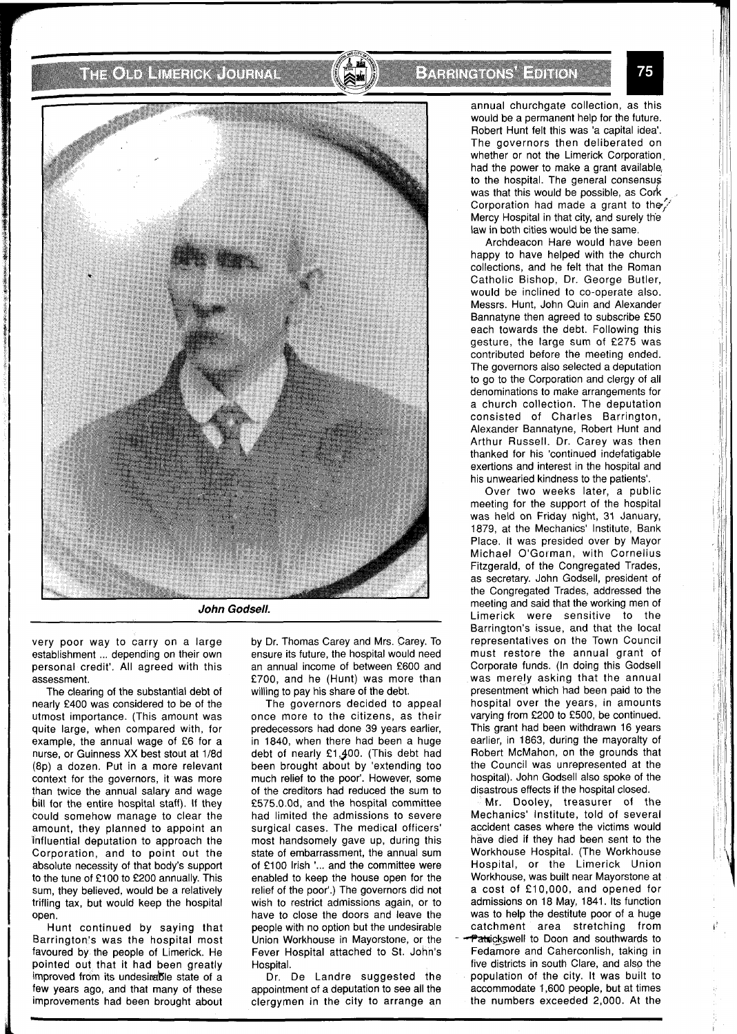*John Godsell.*

very poor way to carry on a large establishment ... depending on their own personal credit'. All agreed with this assessment.

The clearing of the substantial debt of nearly £400 was considered to be of the utmost importance. (This amount was quite large, when compared with, for example, the annual wage of £6 for a nurse, or Guinness XX best stout at 1/8d (8p) a dozen. Put in a more relevant context for the governors, it was more than twice the annual salary and wage bill for the entire hospital staff). If they could somehow manage to clear the amount, they planned to appoint an influential deputation to approach the Corporation, and to point out the absolute necessity of that body's support to the tune of £100 to £200 annually. This sum, they believed, would be a relatively trifling tax, but would keep the hospital open.

Hunt continued by saying that Barrington's was the hospital most favoured by the people of Limerick. He pointed out that it had been greatly improved from its undesirable state of a few years ago, and that many of these improvements had been brought about by Dr. Thomas Carey and Mrs. Carey. To ensure its future, the hospital would need an annual income of between £600 and £700, and he (Hunt) was more than willing to pay his share of the debt.

The governors decided to appeal once more to the citizens, as their predecessors had done 39 years earlier, in 1840, when there had been a huge debt of nearly £1,400. (This debt had been brought about by 'extending too much relief to the poor'. However, some of the creditors had reduced the sum to £575.0.0d, and the hospital committee had limited the admissions to severe surgical cases. The medical officers' most handsomely gave up, during this state of embarrassment, the annual sum of £100 Irish '... and the committee were enabled to keep the house open for the relief of the poor'.) The governors did not wish to restrict admissions again, or to have to close the doors and leave the people with no option but the undesirable Union Workhouse in Mayorstone, or the Fever Hospital attached to St. John's Hospital.

Dr. De Landre suggested the appointment of a deputation to see all the clergymen in the city to arrange an annual churchgate collection, as this would be a permanent help for the future. Robert Hunt felt this was 'a capital idea'. The governors then deliberated on whether or not the Limerick Corporation had the power to make a grant available to the hospital. The general consensus was that this would be possible, as Cork Corporation had made a grant to the Mercy Hospital in that city, and surely the law in both cities would be the same.

Archdeacon Hare would have been happy to have helped with the church collections, and he felt that the Roman Catholic Bishop, Dr. George Butler, would be inclined to co-operate also. Messrs. Hunt, John Quin and Alexander Bannatyne then agreed to subscribe £50 each towards the debt. Following this gesture, the large sum of £275 was contributed before the meeting ended. The governors also selected a deputation to go to the Corporation and clergy of all denominations to make arrangements for a church collection. The deputation consisted of Charles Barrington, Alexander Bannatyne, Robert Hunt and Arthur Russell. Dr. Carey was then thanked for his 'continued indefatigable exertions and interest in the hospital and his unwearied kindness to the patients'.

Over two weeks later, a public meeting for the support of the hospital was held on Friday night, 31 January, 1879, at the Mechanics' Institute, Bank Place. It was presided over by Mayor Michael O'Gorman, with Cornelius Fitzgerald, of the Congregated Trades, as secretary. John Godsell, president of the Congregated Trades, addressed the meeting and said that the working men of Limerick were sensitive to the Barrington's issue, and that the local representatives on the Town Council must restore the annual grant of Corporate funds. (In doing this Godsell was merely asking that the annual presentment which had been paid to the hospital over the years, in amounts varying from £200 to £500, be continued. This grant had been withdrawn 16 years earlier, in 1863, during the mayoralty of Robert McMahon, on the grounds that the Council was unrepresented at the hospital). John Godsell also spoke of the disastrous effects if the hospital closed.

Mr. Dooley, treasurer of the Mechanics' Institute, told of several accident cases where the victims would have died if they had been sent to the Workhouse Hospital. (The Workhouse Hospital, or the Limerick Union Workhouse, was built near Mayorstone at a cost of £10,000, and opened for admissions on 18 May, 1841. Its function was to help the destitute poor of a huge catchment area stretching from Patrickswell to Doon and southwards to Fedamore and Caherconlish, taking in five districts in south Clare, and also the population of the city. It was built to accommodate 1,600 people, but at times the numbers exceeded 2,000. At the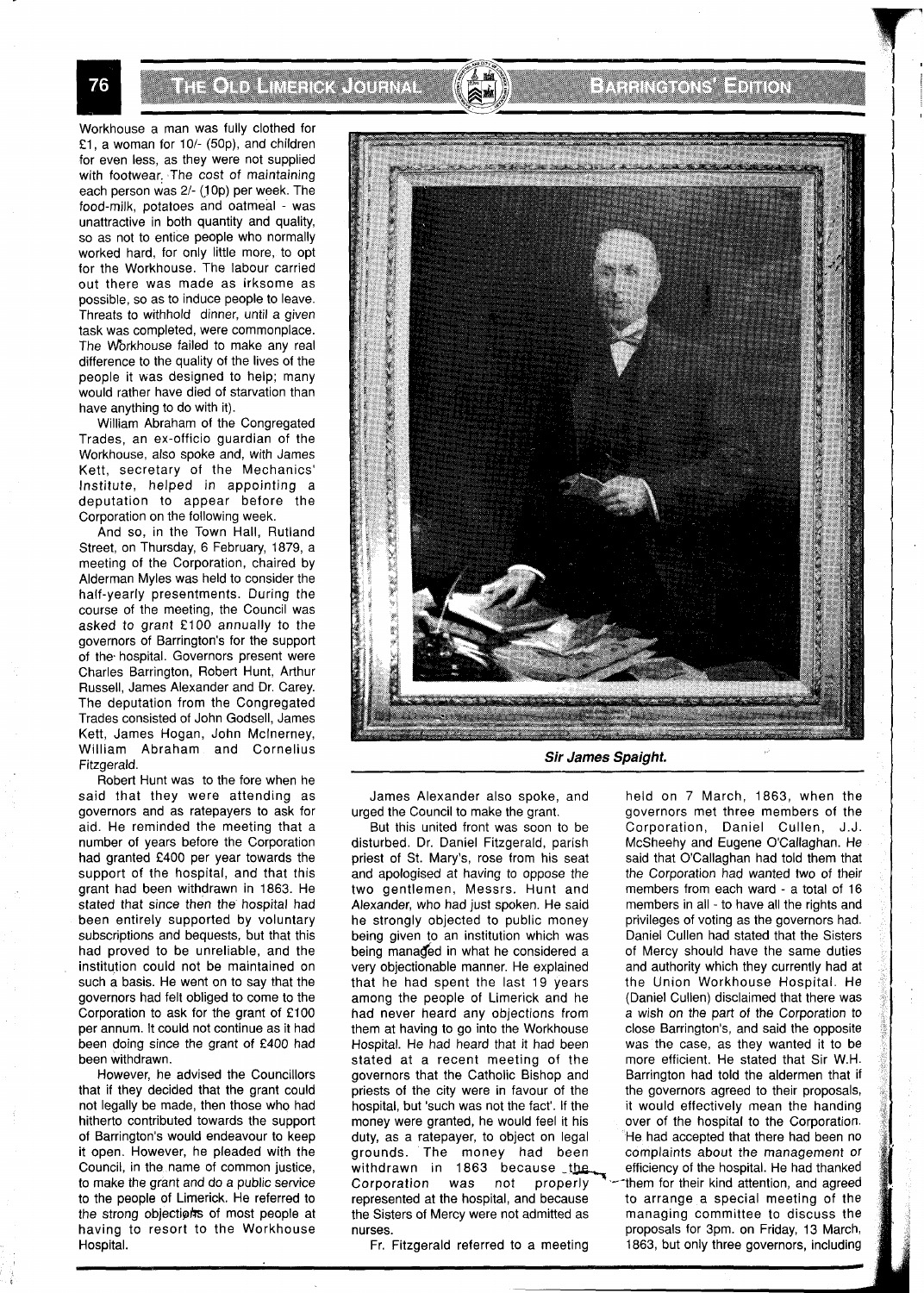Workhouse a man was fully clothed for £1, a woman for 10/- (50p), and children for even less, as they were not supplied with footwear. The cost of maintaining each person was 2/- (10p) per week. The food-milk, potatoes and oatmeal - was unattractive in both quantity and quality, so as not to entice people who normally worked hard, for only little more, to opt for the Workhouse. The labour carried out there was made as irksome as possible, so as to induce people to leave. Threats to withhold dinner, until a given task was completed, were commonplace. The Workhouse failed to make any real difference to the quality of the lives of the people it was designed to help; many would rather have died of starvation than have anything to do with it).

William Abraham of the Congregated Trades, an ex-officio guardian of the Workhouse, also spoke and, with James Kett, secretary of the Mechanics' Institute, helped in appointing a deputation to appear before the Corporation on the following week.

And so, in the Town Hall, Rutland Street, on Thursday, 6 February, 1879, a meeting of the Corporation, chaired by Alderman Myles was held to consider the half-yearly presentments. During the course of the meeting, the Council was asked to grant £100 annually to the governors of Barrington's for the support of the hospital. Governors present were Charles Barrington, Robert Hunt, Arthur Russell, James Alexander and Dr. Carey. The deputation from the Congregated Trades consisted of John Godsell, James Kett, James Hogan, John McInerney, William Abraham and Cornelius Fitzgerald.

Robert Hunt was to the fore when he said that they were attending as governors and as ratepayers to ask for aid. He reminded the meeting that a number of years before the Corporation had granted £400 per year towards the support of the hospital, and that this grant had been withdrawn in 1863. He stated that since then the hospital had been entirely supported by voluntary subscriptions and bequests, but that this had proved to be unreliable, and the institution could not be maintained on such a basis. He went on to say that the governors had felt obliged to come to the Corporation to ask for the grant of £100 per annum. It could not continue as it had been doing since the grant of £400 had been withdrawn.

However, he advised the Councillors that if they decided that the grant could not legally be made, then those who had hitherto contributed towards the support of Barrington's would endeavour to keep it open. However, he pleaded with the Council, in the name of common justice, to make the grant and do a public service to the people of Limerick. He referred to the strong objections of most people at having to resort to the Workhouse Hospital.

***Sir James Spaight.***

James Alexander also spoke, and urged the Council to make the grant.

But this united front was soon to be disturbed. Dr. Daniel Fitzgerald, parish priest of St. Mary's, rose from his seat and apologised at having to oppose the two gentlemen, Messrs. Hunt and Alexander, who had just spoken. He said he strongly objected to public money being given to an institution which was being managed in what he considered a very objectionable manner. He explained that he had spent the last 19 years among the people of Limerick and he had never heard any objections from them at having to go into the Workhouse Hospital. He had heard that it had been stated at a recent meeting of the governors that the Catholic Bishop and priests of the city were in favour of the hospital, but 'such was not the fact'. If the money were granted, he would feel it his duty, as a ratepayer, to object on legal grounds. The money had been withdrawn in 1863 because the Corporation was not properly represented at the hospital, and because the Sisters of Mercy were not admitted as nurses.

Fr. Fitzgerald referred to a meeting held on 7 March, 1863, when the governors met three members of the Corporation, Daniel Cullen, J.J. McSheehy and Eugene O'Callaghan. He said that O'Callaghan had told them that the Corporation had wanted two of their members from each ward - a total of 16 members in all - to have all the rights and privileges of voting as the governors had. Daniel Cullen had stated that the Sisters of Mercy should have the same duties and authority which they currently had at the Union Workhouse Hospital. He (Daniel Cullen) disclaimed that there was a wish on the part of the Corporation to close Barrington's, and said the opposite was the case, as they wanted it to be more efficient. He stated that Sir W.H. Barrington had told the aldermen that if the governors agreed to their proposals, it would effectively mean the handing over of the hospital to the Corporation. He had accepted that there had been no complaints about the management or efficiency of the hospital. He had thanked them for their kind attention, and agreed to arrange a special meeting of the managing committee to discuss the proposals for 3pm. on Friday, 13 March, 1863, but only three governors, including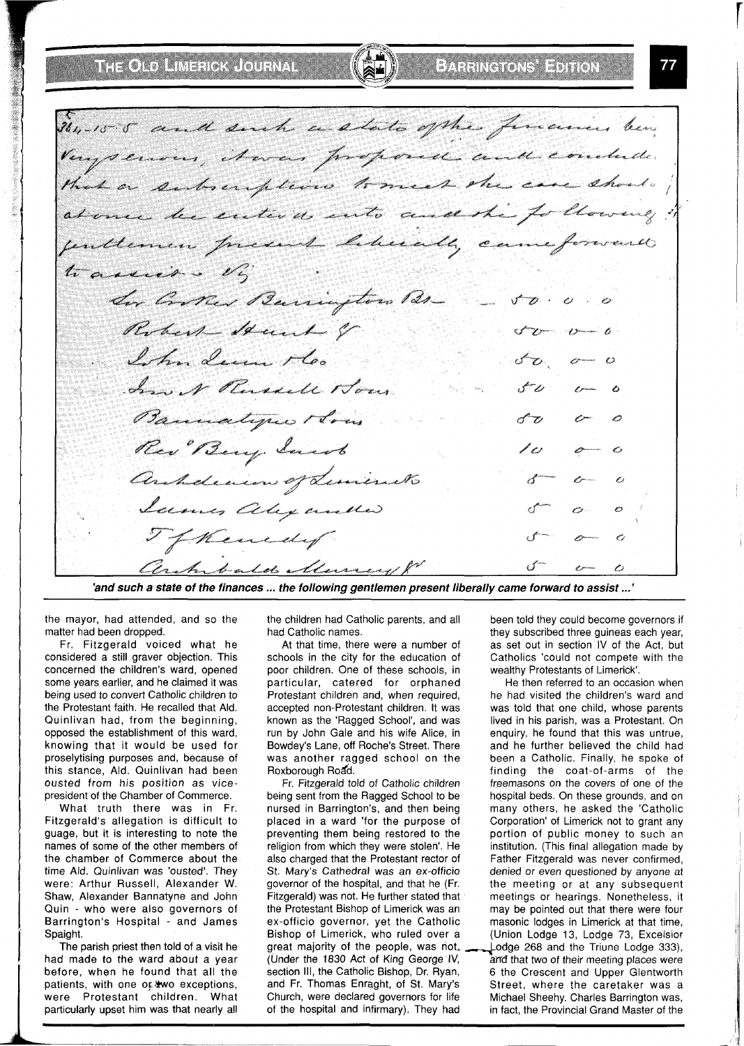*'and such a state of the finances ... the following gentlemen present liberally came forward to assist ...'*

the mayor, had attended, and so the matter had been dropped.

Fr. Fitzgerald voiced what he considered a still graver objection. This concerned the children's ward, opened some years earlier, and he claimed it was being used to convert Catholic children to the Protestant faith. He recalled that Ald. Quinlivan had, from the beginning, opposed the establishment of this ward, knowing that it would be used for proselytising purposes and, because of this stance, Ald. Quinlivan had been ousted from his position as vice-president of the Chamber of Commerce.

What truth there was in Fr. Fitzgerald's allegation is difficult to guage, but it is interesting to note the names of some of the other members of the chamber of Commerce about the time Ald. Quinlivan was 'ousted'. They were: Arthur Russell, Alexander W. Shaw, Alexander Bannatyne and John Quin - who were also governors of Barrington's Hospital - and James Spaight.

The parish priest then told of a visit he had made to the ward about a year before, when he found that all the patients, with one or two exceptions, were Protestant children. What particularly upset him was that nearly all the children had Catholic parents, and all had Catholic names.

At that time, there were a number of schools in the city for the education of poor children. One of these schools, in particular, catered for orphaned Protestant children and, when required, accepted non-Protestant children. It was known as the 'Ragged School', and was run by John Gale and his wife Alice, in Bowdey's Lane, off Roche's Street. There was another ragged school on the Roxborough Road.

Fr. Fitzgerald told of Catholic children being sent from the Ragged School to be nursed in Barrington's, and then being placed in a ward 'for the purpose of preventing them being restored to the religion from which they were stolen'. He also charged that the Protestant rector of St. Mary's Cathedral was an *ex-officio* governor of the hospital, and that he (Fr. Fitzgerald) was not. He further stated that the Protestant Bishop of Limerick was an ex-officio governor, yet the Catholic Bishop of Limerick, who ruled over a great majority of the people, was not. (Under the 1830 Act of King George IV, section III, the Catholic Bishop, Dr. Ryan, and Fr. Thomas Enraght, of St. Mary's Church, were declared governors for life of the hospital and infirmary). They had been told they could become governors if they subscribed three guineas each year, as set out in section IV of the Act, but Catholics 'could not compete with the wealthy Protestants of Limerick'.

He then referred to an occasion when he had visited the children's ward and was told that one child, whose parents lived in his parish, was a Protestant. On enquiry, he found that this was untrue, and he further believed the child had been a Catholic. Finally, he spoke of finding the coat-of-arms of the freemasons on the covers of one of the hospital beds. On these grounds, and on many others, he asked the 'Catholic Corporation' of Limerick not to grant any portion of public money to such an institution. (This final allegation made by Father Fitzgerald was never confirmed, denied or even questioned by anyone at the meeting or at any subsequent meetings or hearings. Nonetheless, it may be pointed out that there were four masonic lodges in Limerick at that time, (Union Lodge 13, Lodge 73, Excelsior Lodge 268 and the Triune Lodge 333), and that two of their meeting places were 6 the Crescent and Upper Glentworth Street, where the caretaker was a Michael Sheehy. Charles Barrington was, in fact, the Provincial Grand Master of the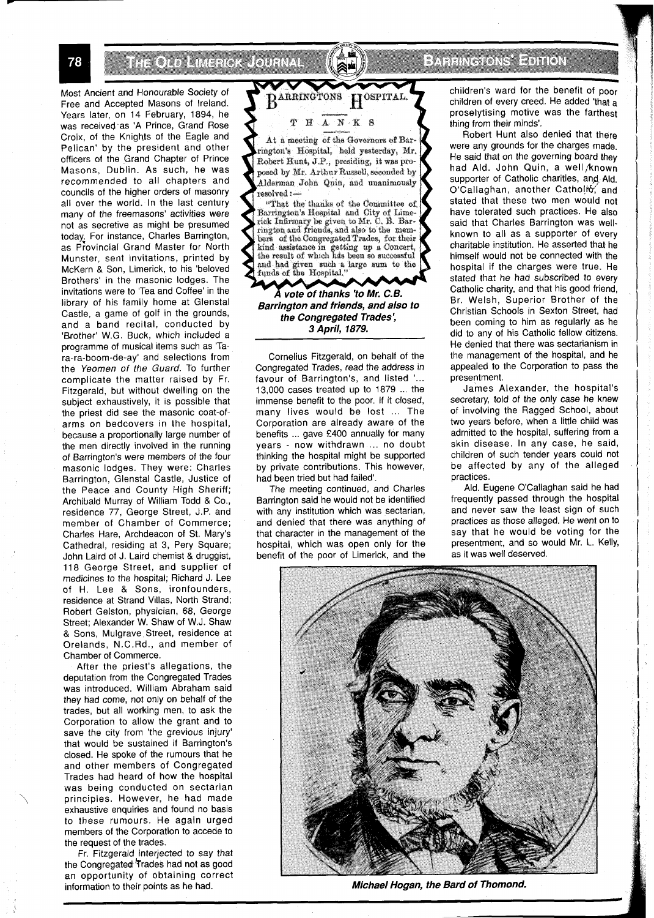Most Ancient and Honourable Society of Free and Accepted Masons of Ireland. Years later, on 14 February, 1894, he was received as 'A Prince, Grand Rose Croix, of the Knights of the Eagle and Pelican' by the president and other officers of the Grand Chapter of Prince Masons, Dublin. As such, he was recommended to all chapters and councils of the higher orders of masonry all over the world. In the last century many of the freemasons' activities were not as secretive as might be presumed today. For instance, Charles Barrington, as Provincial Grand Master for North Munster, sent invitations, printed by McKern & Son, Limerick, to his 'beloved Brothers' in the masonic lodges. The invitations were to 'Tea and Coffee' in the library of his family home at Glenstal Castle, a game of golf in the grounds, and a band recital, conducted by 'Brother' W.G. Buck, which included a programme of musical items such as 'Ta-ra-ra-boom-de-ay' and selections from the *Yeomen of the Guard.* To further complicate the matter raised by Fr. Fitzgerald, but without dwelling on the subject exhaustively, it is possible that the priest did see the masonic coat-of-arms on bedcovers in the hospital, because a proportionally large number of the men directly involved in the running of Barrington's were members of the four masonic lodges. They were: Charles Barrington, Glenstal Castle, Justice of the Peace and County High Sheriff; Archibald Murray of William Todd & Co., residence 77, George Street, J.P. and member of Chamber of Commerce; Charles Hare, Archdeacon of St. Mary's Cathedral, residing at 3, Pery Square; John Laird of J. Laird chemist & druggist, 118 George Street, and supplier of medicines to the hospital; Richard J. Lee of H. Lee & Sons, ironfounders, residence at Strand Villas, North Strand; Robert Gelston, physician, 68, George Street; Alexander W. Shaw of W.J. Shaw & Sons, Mulgrave Street, residence at Orelands, N.C.Rd., and member of Chamber of Commerce.

After the priest's allegations, the deputation from the Congregated Trades was introduced. William Abraham said they had come, not only on behalf of the trades, but all working men, to ask the Corporation to allow the grant and to save the city from 'the grevious injury' that would be sustained if Barrington's closed. He spoke of the rumours that he and other members of Congregated Trades had heard of how the hospital was being conducted on sectarian principles. However, he had made exhaustive enquiries and found no basis to these rumours. He again urged members of the Corporation to accede to the request of the trades.

Fr. Fitzgerald interjected to say that the Congregated Trades had not as good an opportunity of obtaining correct information to their points as he had.

> **BARRINGTONS HOSPITAL.**
>
> THANKS
>
> At a meeting of the Governors of Barrington's Hospital, held yesterday, Mr. Robert Hunt, J.P., presiding, it was proposed by Mr. Arthur Russell, seconded by Alderman John Quin, and unanimously resolved:—
>
> "That the thanks of the Committee of Barrington's Hospital and City of Limerick Infirmary be given to Mr. C. B. Barrington and friends, and also to the members of the Congregated Trades, for their kind assistance in getting up a Concert, the result of which has been so successful and had given such a large sum to the funds of the Hospital."

***A vote of thanks 'to Mr. C.B. Barrington and friends, and also to the Congregated Trades', 3 April, 1879.***

Cornelius Fitzgerald, on behalf of the Congregated Trades, read the address in favour of Barrington's, and listed '... 13,000 cases treated up to 1879 ... the immense benefit to the poor. If it closed, many lives would be lost ... The Corporation are already aware of the benefits ... gave £400 annually for many years - now withdrawn ... no doubt thinking the hospital might be supported by private contributions. This however, had been tried but had failed'.

The meeting continued, and Charles Barrington said he would not be identified with any institution which was sectarian, and denied that there was anything of that character in the management of the hospital, which was open only for the benefit of the poor of Limerick, and the children's ward for the benefit of poor children of every creed. He added 'that a proselytising motive was the farthest thing from their minds'.

Robert Hunt also denied that there were any grounds for the charges made. He said that on the governing board they had Ald. John Quin, a well known supporter of Catholic charities, and Ald. O'Callaghan, another Catholic, and stated that these two men would not have tolerated such practices. He also said that Charles Barrington was well-known to all as a supporter of every charitable institution. He asserted that he himself would not be connected with the hospital if the charges were true. He stated that he had subscribed to every Catholic charity, and that his good friend, Br. Welsh, Superior Brother of the Christian Schools in Sexton Street, had been coming to him as regularly as he did to any of his Catholic fellow citizens. He denied that there was sectarianism in the management of the hospital, and he appealed to the Corporation to pass the presentment.

James Alexander, the hospital's secretary, told of the only case he knew of involving the Ragged School, about two years before, when a little child was admitted to the hospital, suffering from a skin disease. In any case, he said, children of such tender years could not be affected by any of the alleged practices.

Ald. Eugene O'Callaghan said he had frequently passed through the hospital and never saw the least sign of such practices as those alleged. He went on to say that he would be voting for the presentment, and so would Mr. L. Kelly, as it was well deserved.

***Michael Hogan, the Bard of Thomond.***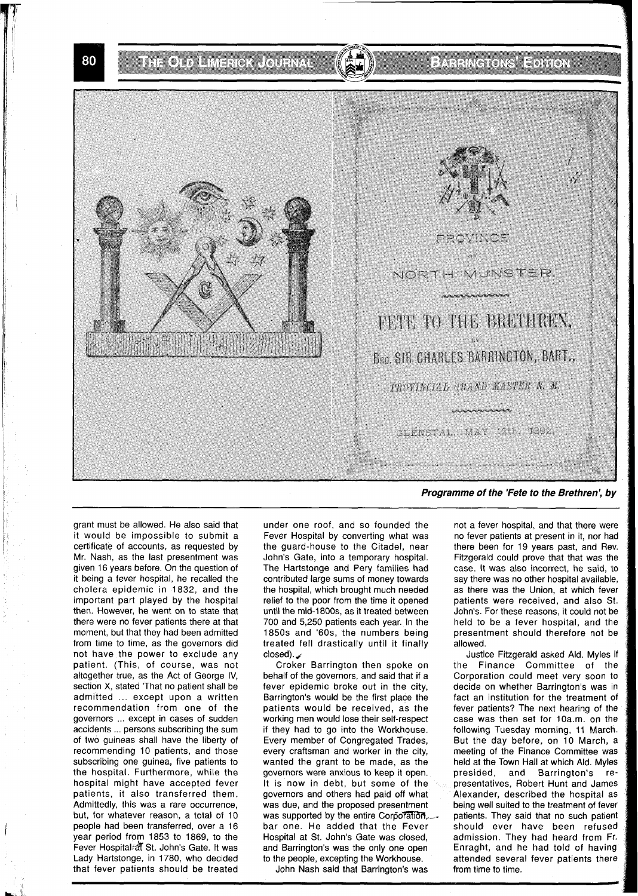*Programme of the 'Fete to the Brethren', by*

grant must be allowed. He also said that it would be impossible to submit a certificate of accounts, as requested by Mr. Nash, as the last presentment was given 16 years before. On the question of it being a fever hospital, he recalled the cholera epidemic in 1832, and the important part played by the hospital then. However, he went on to state that there were no fever patients there at that moment, but that they had been admitted from time to time, as the governors did not have the power to exclude any patient. (This, of course, was not altogether true, as the Act of George IV, section X, stated 'That no patient shall be admitted ... except upon a written recommendation from one of the governors ... except in cases of sudden accidents ... persons subscribing the sum of two guineas shall have the liberty of recommending 10 patients, and those subscribing one guinea, five patients to the hospital. Furthermore, while the hospital might have accepted fever patients, it also transferred them. Admittedly, this was a rare occurrence, but, for whatever reason, a total of 10 people had been transferred, over a 16 year period from 1853 to 1869, to the Fever Hospital at St. John's Gate. It was Lady Hartstonge, in 1780, who decided that fever patients should be treated under one roof, and so founded the Fever Hospital by converting what was the guard-house to the Citadel, near John's Gate, into a temporary hospital. The Hartstonge and Pery families had contributed large sums of money towards the hospital, which brought much needed relief to the poor from the time it opened until the mid-1800s, as it treated between 700 and 5,250 patients each year. In the 1850s and '60s, the numbers being treated fell drastically until it finally closed).

Croker Barrington then spoke on behalf of the governors, and said that if a fever epidemic broke out in the city, Barrington's would be the first place the patients would be received, as the working men would lose their self-respect if they had to go into the Workhouse. Every member of Congregated Trades, every craftsman and worker in the city, wanted the grant to be made, as the governors were anxious to keep it open. It is now in debt, but some of the governors and others had paid off what was due, and the proposed presentment was supported by the entire Corporation, bar one. He added that the Fever Hospital at St. John's Gate was closed, and Barrington's was the only one open to the people, excepting the Workhouse.

John Nash said that Barrington's was not a fever hospital, and that there were no fever patients at present in it, nor had there been for 19 years past, and Rev. Fitzgerald could prove that that was the case. It was also incorrect, he said, to say there was no other hospital available, as there was the Union, at which fever patients were received, and also St. John's. For these reasons, it could not be held to be a fever hospital, and the presentment should therefore not be allowed.

Justice Fitzgerald asked Ald. Myles if the Finance Committee of the Corporation could meet very soon to decide on whether Barrington's was in fact an institution for the treatment of fever patients? The next hearing of the case was then set for 10a.m. on the following Tuesday morning, 11 March. But the day before, on 10 March, a meeting of the Finance Committee was held at the Town Hall at which Ald. Myles presided, and Barrington's representatives, Robert Hunt and James Alexander, described the hospital as being well suited to the treatment of fever patients. They said that no such patient should ever have been refused admission. They had heard from Fr. Enraght, and he had told of having attended several fever patients there from time to time.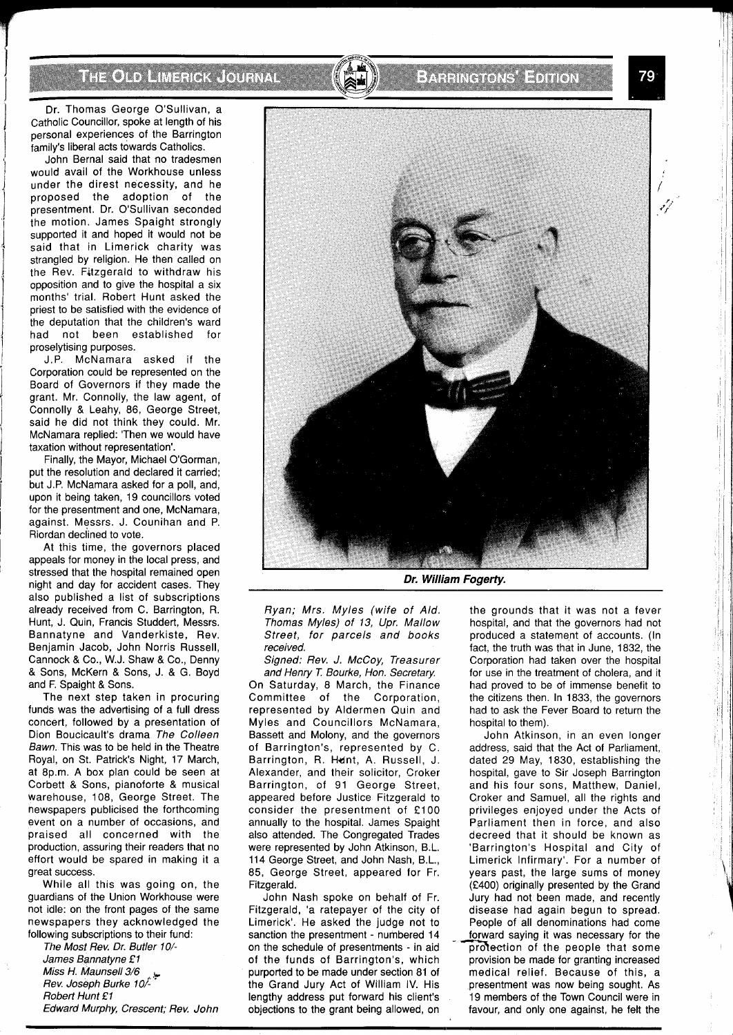Dr. Thomas George O'Sullivan, a Catholic Councillor, spoke at length of his personal experiences of the Barrington family's liberal acts towards Catholics.

John Bernal said that no tradesmen would avail of the Workhouse unless under the direst necessity, and he proposed the adoption of the presentment. Dr. O'Sullivan seconded the motion. James Spaight strongly supported it and hoped it would not be said that in Limerick charity was strangled by religion. He then called on the Rev. Fitzgerald to withdraw his opposition and to give the hospital a six months' trial. Robert Hunt asked the priest to be satisfied with the evidence of the deputation that the children's ward had not been established for proselytising purposes.

J.P. McNamara asked if the Corporation could be represented on the Board of Governors if they made the grant. Mr. Connolly, the law agent, of Connolly & Leahy, 86, George Street, said he did not think they could. Mr. McNamara replied: 'Then we would have taxation without representation'.

Finally, the Mayor, Michael O'Gorman, put the resolution and declared it carried; but J.P. McNamara asked for a poll, and, upon it being taken, 19 councillors voted for the presentment and one, McNamara, against. Messrs. J. Counihan and P. Riordan declined to vote.

At this time, the governors placed appeals for money in the local press, and stressed that the hospital remained open night and day for accident cases. They also published a list of subscriptions already received from C. Barrington, R. Hunt, J. Quin, Francis Studdert, Messrs. Bannatyne and Vanderkiste, Rev. Benjamin Jacob, John Norris Russell, Cannock & Co., W.J. Shaw & Co., Denny & Sons, McKern & Sons, J. & G. Boyd and F. Spaight & Sons.

The next step taken in procuring funds was the advertising of a full dress concert, followed by a presentation of Dion Boucicault's drama *The Colleen Bawn*. This was to be held in the Theatre Royal, on St. Patrick's Night, 17 March, at 8p.m. A box plan could be seen at Corbett & Sons, pianoforte & musical warehouse, 108, George Street. The newspapers publicised the forthcoming event on a number of occasions, and praised all concerned with the production, assuring their readers that no effort would be spared in making it a great success.

While all this was going on, the guardians of the Union Workhouse were not idle: on the front pages of the same newspapers they acknowledged the following subscriptions to their fund:

*The Most Rev. Dr. Butler 10/-*
*James Bannatyne £1*
*Miss H. Maunsell 3/6*
*Rev. Joseph Burke 10/-*
*Robert Hunt £1*
*Edward Murphy, Crescent; Rev. John Ryan; Mrs. Myles (wife of Ald. Thomas Myles) of 13, Upr. Mallow Street, for parcels and books received.*

*Signed: Rev. J. McCoy, Treasurer and Henry T. Bourke, Hon. Secretary.*

**Dr. William Fogerty.**

On Saturday, 8 March, the Finance Committee of the Corporation, represented by Aldermen Quin and Myles and Councillors McNamara, Bassett and Molony, and the governors of Barrington's, represented by C. Barrington, R. Hunt, A. Russell, J. Alexander, and their solicitor, Croker Barrington, of 91 George Street, appeared before Justice Fitzgerald to consider the presentment of £100 annually to the hospital. James Spaight also attended. The Congregated Trades were represented by John Atkinson, B.L. 114 George Street, and John Nash, B.L., 85, George Street, appeared for Fr. Fitzgerald.

John Nash spoke on behalf of Fr. Fitzgerald, 'a ratepayer of the city of Limerick'. He asked the judge not to sanction the presentment - numbered 14 on the schedule of presentments - in aid of the funds of Barrington's, which purported to be made under section 81 of the Grand Jury Act of William IV. His lengthy address put forward his client's objections to the grant being allowed, on the grounds that it was not a fever hospital, and that the governors had not produced a statement of accounts. (In fact, the truth was that in June, 1832, the Corporation had taken over the hospital for use in the treatment of cholera, and it had proved to be of immense benefit to the citizens then. In 1833, the governors had to ask the Fever Board to return the hospital to them).

John Atkinson, in an even longer address, said that the Act of Parliament, dated 29 May, 1830, establishing the hospital, gave to Sir Joseph Barrington and his four sons, Matthew, Daniel, Croker and Samuel, all the rights and privileges enjoyed under the Acts of Parliament then in force, and also decreed that it should be known as 'Barrington's Hospital and City of Limerick Infirmary'. For a number of years past, the large sums of money (£400) originally presented by the Grand Jury had not been made, and recently disease had again begun to spread. People of all denominations had come forward saying it was necessary for the protection of the people that some provision be made for granting increased medical relief. Because of this, a presentment was now being sought. As 19 members of the Town Council were in favour, and only one against, he felt the